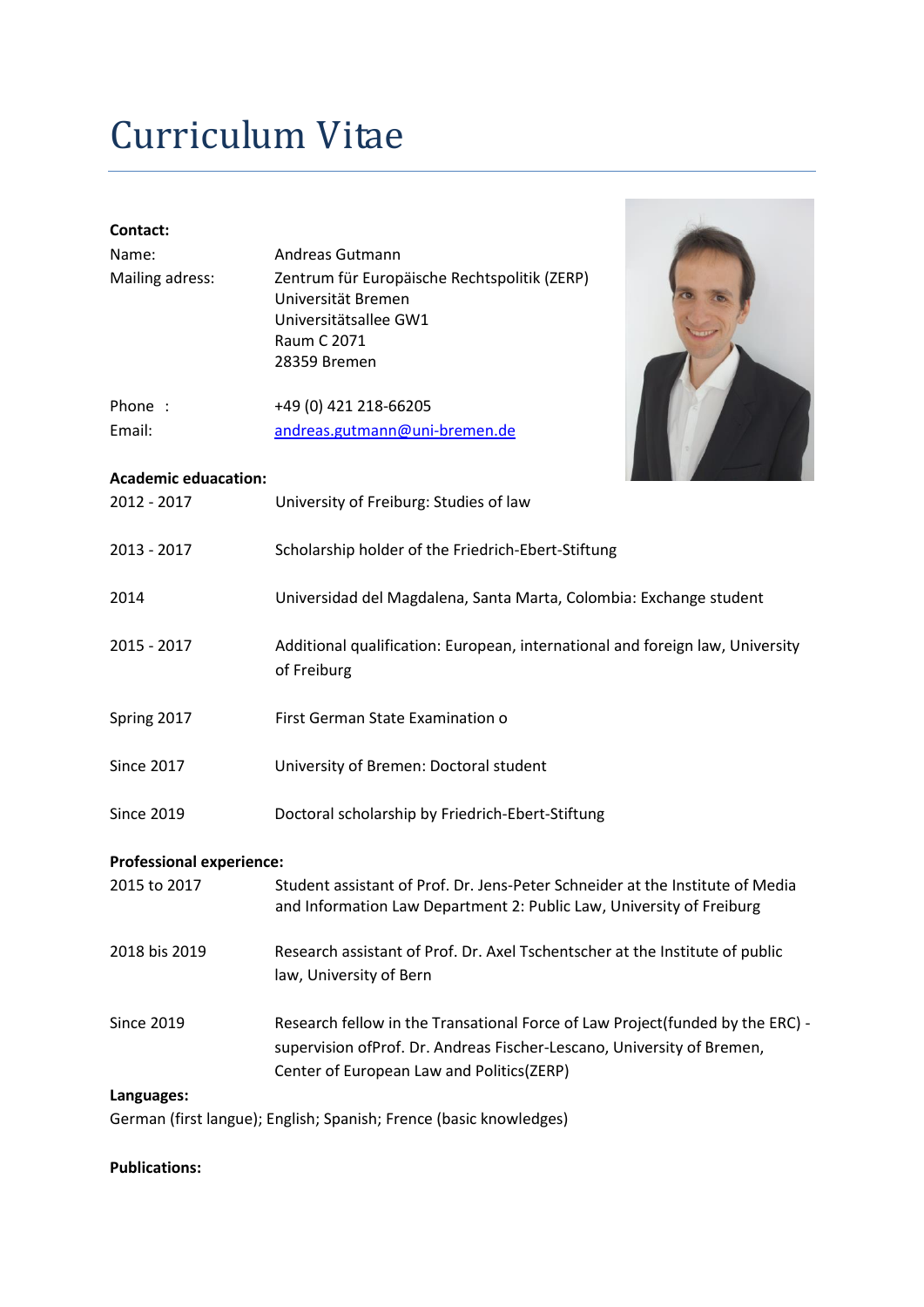# Curriculum Vitae

**Contact:**

| | |
|---|---|
| Name: | Andreas Gutmann |
| Mailing adress: | Zentrum für Europäische Rechtspolitik (ZERP)<br>Universität Bremen<br>Universitätsallee GW1<br>Raum C 2071<br>28359 Bremen |
| Phone : | +49 (0) 421 218-66205 |
| Email: | andreas.gutmann@uni-bremen.de |

**Academic eduacation:**

| | |
|---|---|
| 2012 - 2017 | University of Freiburg: Studies of law |
| 2013 - 2017 | Scholarship holder of the Friedrich-Ebert-Stiftung |
| 2014 | Universidad del Magdalena, Santa Marta, Colombia: Exchange student |
| 2015 - 2017 | Additional qualification: European, international and foreign law, University of Freiburg |
| Spring 2017 | First German State Examination o |
| Since 2017 | University of Bremen: Doctoral student |
| Since 2019 | Doctoral scholarship by Friedrich-Ebert-Stiftung |

**Professional experience:**

| | |
|---|---|
| 2015 to 2017 | Student assistant of Prof. Dr. Jens-Peter Schneider at the Institute of Media and Information Law Department 2: Public Law, University of Freiburg |
| 2018 bis 2019 | Research assistant of Prof. Dr. Axel Tschentscher at the Institute of public law, University of Bern |
| Since 2019 | Research fellow in the Transational Force of Law Project(funded by the ERC) - supervision ofProf. Dr. Andreas Fischer-Lescano, University of Bremen, Center of European Law and Politics(ZERP) |

**Languages:**

German (first langue); English; Spanish; Frence (basic knowledges)

**Publications:**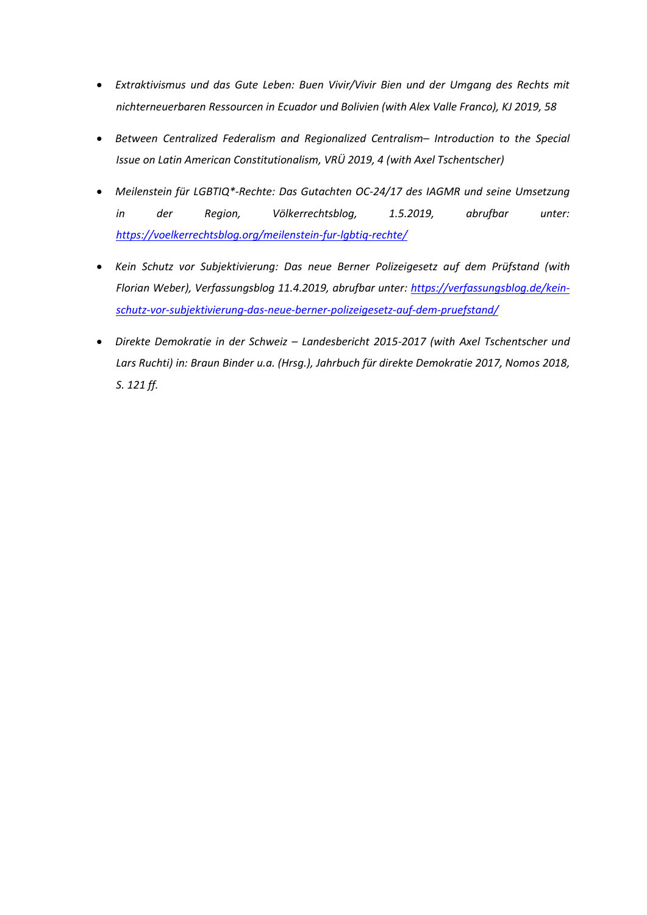- *Extraktivismus und das Gute Leben: Buen Vivir/Vivir Bien und der Umgang des Rechts mit nichterneuerbaren Ressourcen in Ecuador und Bolivien (with Alex Valle Franco), KJ 2019, 58*

- *Between Centralized Federalism and Regionalized Centralism– Introduction to the Special Issue on Latin American Constitutionalism, VRÜ 2019, 4 (with Axel Tschentscher)*

- *Meilenstein für LGBTIQ*-Rechte: Das Gutachten OC-24/17 des IAGMR und seine Umsetzung in der Region, Völkerrechtsblog, 1.5.2019, abrufbar unter: [https://voelkerrechtsblog.org/meilenstein-fur-lgbtiq-rechte/](https://voelkerrechtsblog.org/meilenstein-fur-lgbtiq-rechte/)*

- *Kein Schutz vor Subjektivierung: Das neue Berner Polizeigesetz auf dem Prüfstand (with Florian Weber), Verfassungsblog 11.4.2019, abrufbar unter: [https://verfassungsblog.de/kein-schutz-vor-subjektivierung-das-neue-berner-polizeigesetz-auf-dem-pruefstand/](https://verfassungsblog.de/kein-schutz-vor-subjektivierung-das-neue-berner-polizeigesetz-auf-dem-pruefstand/)*

- *Direkte Demokratie in der Schweiz – Landesbericht 2015-2017 (with Axel Tschentscher und Lars Ruchti) in: Braun Binder u.a. (Hrsg.), Jahrbuch für direkte Demokratie 2017, Nomos 2018, S. 121 ff.*